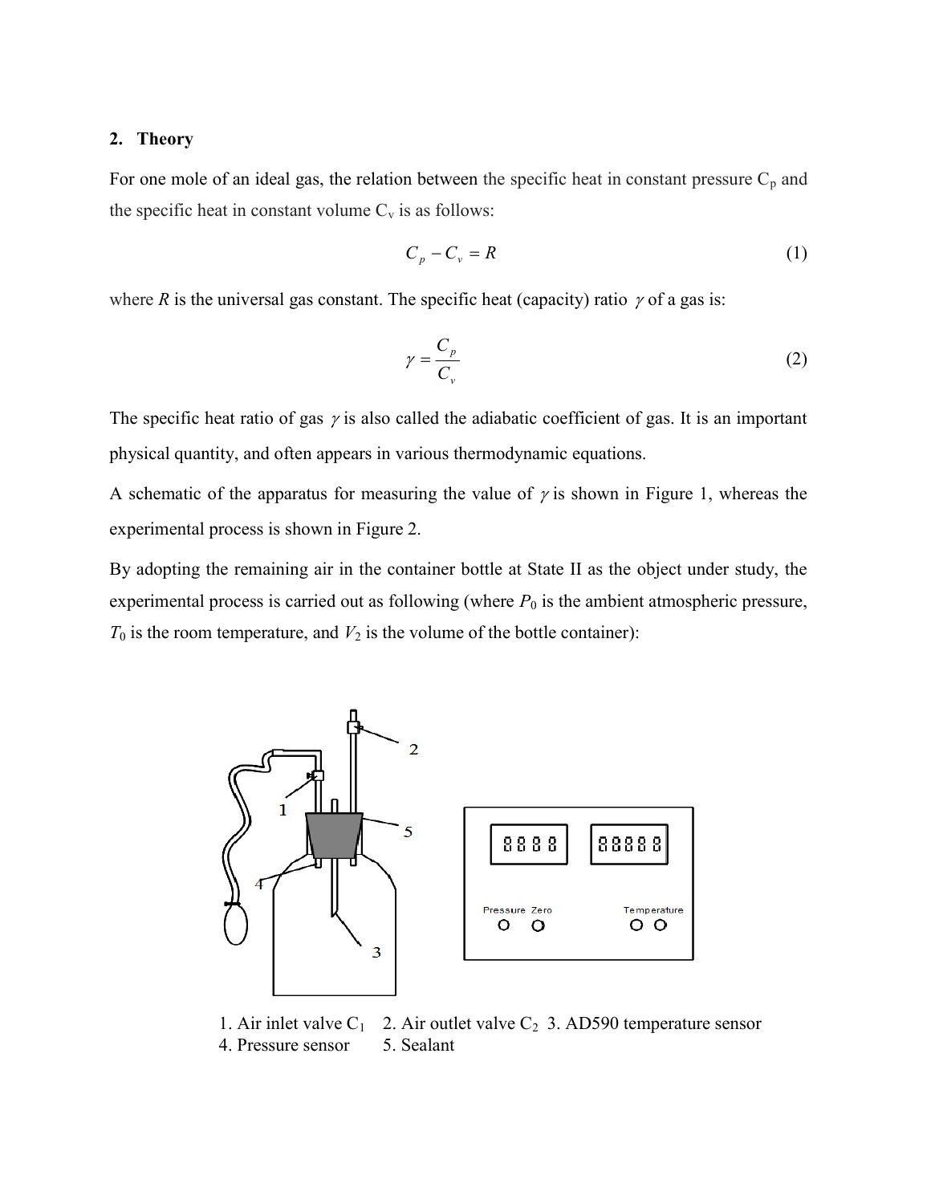## 2. Theory

For one mole of an ideal gas, the relation between the specific heat in constant pressure $C_p$ and the specific heat in constant volume $C_v$ is as follows:

$$C_p - C_v = R \tag{1}$$

where $R$ is the universal gas constant. The specific heat (capacity) ratio $\gamma$ of a gas is:

$$\gamma = \frac{C_p}{C_v} \tag{2}$$

The specific heat ratio of gas $\gamma$ is also called the adiabatic coefficient of gas. It is an important physical quantity, and often appears in various thermodynamic equations.

A schematic of the apparatus for measuring the value of $\gamma$ is shown in Figure 1, whereas the experimental process is shown in Figure 2.

By adopting the remaining air in the container bottle at State II as the object under study, the experimental process is carried out as following (where $P_0$ is the ambient atmospheric pressure, $T_0$ is the room temperature, and $V_2$ is the volume of the bottle container):

1. Air inlet valve $C_1$ 2. Air outlet valve $C_2$ 3. AD590 temperature sensor
4. Pressure sensor 5. Sealant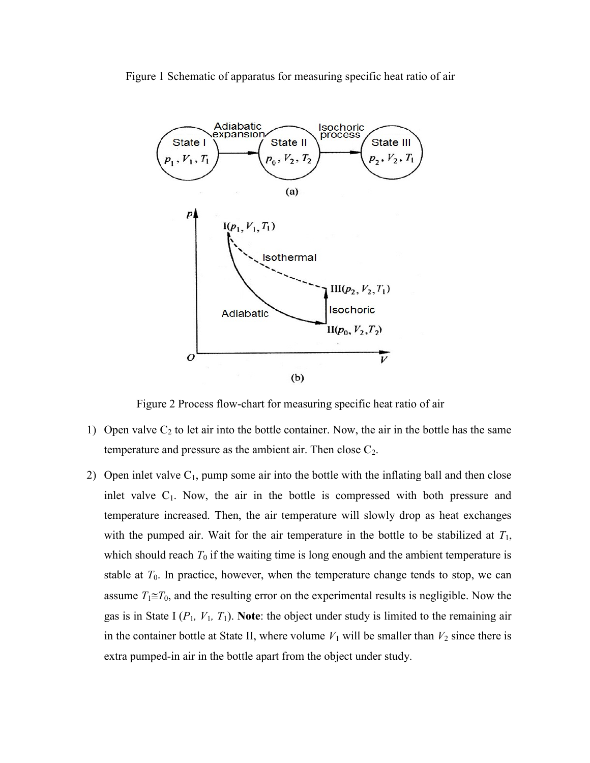Figure 1 Schematic of apparatus for measuring specific heat ratio of air

Figure 2 Process flow-chart for measuring specific heat ratio of air

1) Open valve $C_2$ to let air into the bottle container. Now, the air in the bottle has the same temperature and pressure as the ambient air. Then close $C_2$.

2) Open inlet valve $C_1$, pump some air into the bottle with the inflating ball and then close inlet valve $C_1$. Now, the air in the bottle is compressed with both pressure and temperature increased. Then, the air temperature will slowly drop as heat exchanges with the pumped air. Wait for the air temperature in the bottle to be stabilized at $T_1$, which should reach $T_0$ if the waiting time is long enough and the ambient temperature is stable at $T_0$. In practice, however, when the temperature change tends to stop, we can assume $T_1 \cong T_0$, and the resulting error on the experimental results is negligible. Now the gas is in State I ($P_1$, $V_1$, $T_1$). **Note**: the object under study is limited to the remaining air in the container bottle at State II, where volume $V_1$ will be smaller than $V_2$ since there is extra pumped-in air in the bottle apart from the object under study.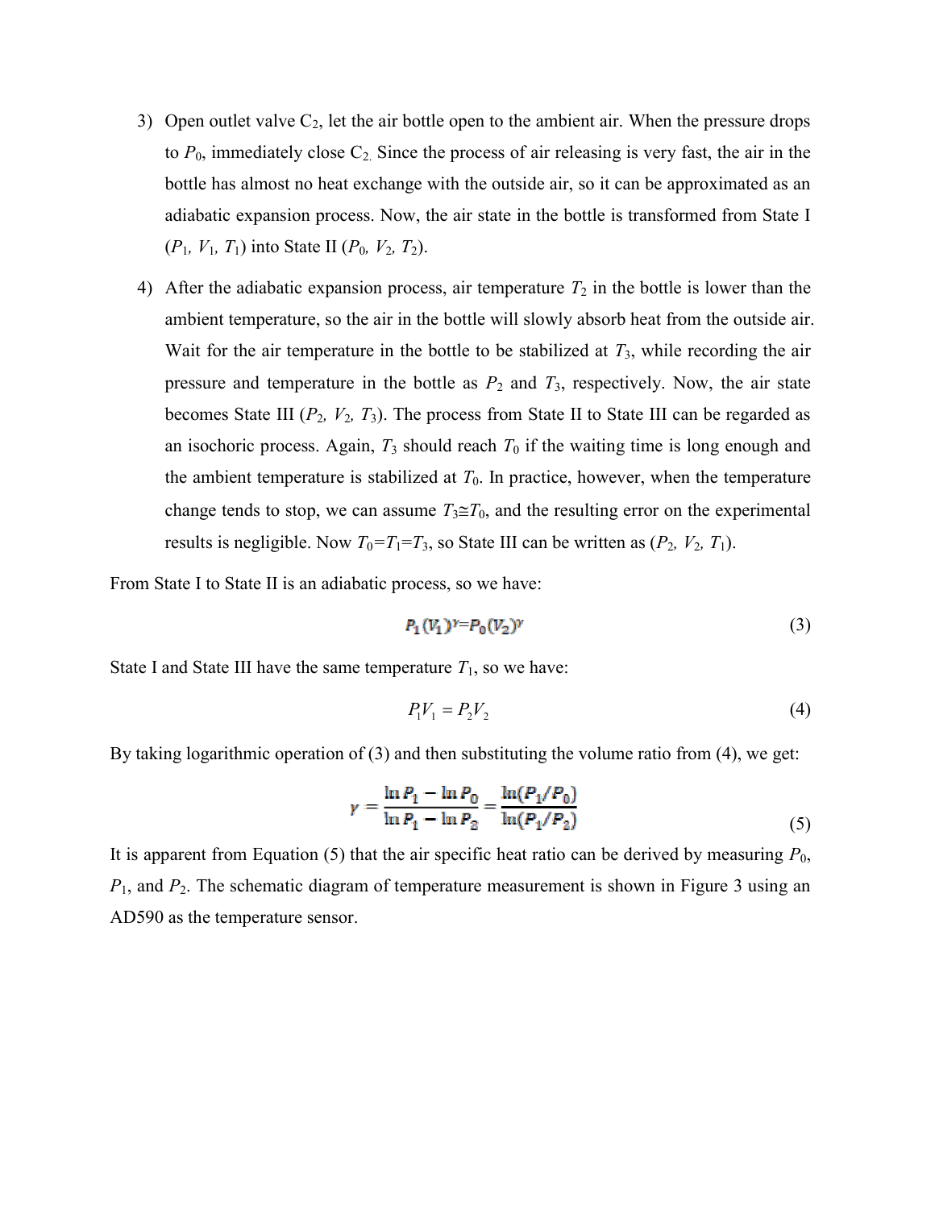3) Open outlet valve $C_2$, let the air bottle open to the ambient air. When the pressure drops to $P_0$, immediately close $C_2$. Since the process of air releasing is very fast, the air in the bottle has almost no heat exchange with the outside air, so it can be approximated as an adiabatic expansion process. Now, the air state in the bottle is transformed from State I ($P_1$, $V_1$, $T_1$) into State II ($P_0$, $V_2$, $T_2$).

4) After the adiabatic expansion process, air temperature $T_2$ in the bottle is lower than the ambient temperature, so the air in the bottle will slowly absorb heat from the outside air. Wait for the air temperature in the bottle to be stabilized at $T_3$, while recording the air pressure and temperature in the bottle as $P_2$ and $T_3$, respectively. Now, the air state becomes State III ($P_2$, $V_2$, $T_3$). The process from State II to State III can be regarded as an isochoric process. Again, $T_3$ should reach $T_0$ if the waiting time is long enough and the ambient temperature is stabilized at $T_0$. In practice, however, when the temperature change tends to stop, we can assume $T_3 \cong T_0$, and the resulting error on the experimental results is negligible. Now $T_0 = T_1 = T_3$, so State III can be written as ($P_2$, $V_2$, $T_1$).

From State I to State II is an adiabatic process, so we have:

$$P_1 (V_1)^{\gamma} = P_0 (V_2)^{\gamma} \tag{3}$$

State I and State III have the same temperature $T_1$, so we have:

$$P_1 V_1 = P_2 V_2 \tag{4}$$

By taking logarithmic operation of (3) and then substituting the volume ratio from (4), we get:

$$\gamma = \frac{\ln P_1 - \ln P_0}{\ln P_1 - \ln P_2} = \frac{\ln(P_1/P_0)}{\ln(P_1/P_2)} \tag{5}$$

It is apparent from Equation (5) that the air specific heat ratio can be derived by measuring $P_0$, $P_1$, and $P_2$. The schematic diagram of temperature measurement is shown in Figure 3 using an AD590 as the temperature sensor.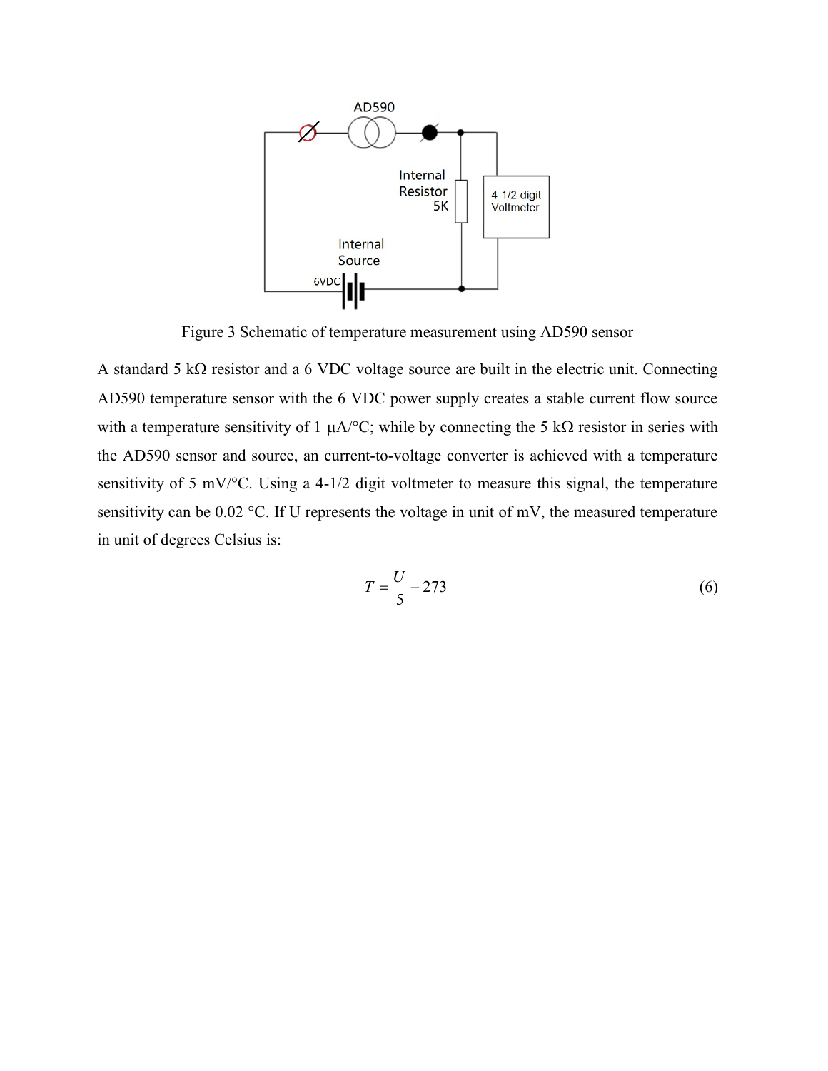AD590

Internal Resistor 5K

4-1/2 digit Voltmeter

Internal Source

6VDC

Figure 3 Schematic of temperature measurement using AD590 sensor

A standard 5 kΩ resistor and a 6 VDC voltage source are built in the electric unit. Connecting AD590 temperature sensor with the 6 VDC power supply creates a stable current flow source with a temperature sensitivity of 1 μA/°C; while by connecting the 5 kΩ resistor in series with the AD590 sensor and source, an current-to-voltage converter is achieved with a temperature sensitivity of 5 mV/°C. Using a 4-1/2 digit voltmeter to measure this signal, the temperature sensitivity can be 0.02 °C. If U represents the voltage in unit of mV, the measured temperature in unit of degrees Celsius is:

$$T = \frac{U}{5} - 273 \tag{6}$$